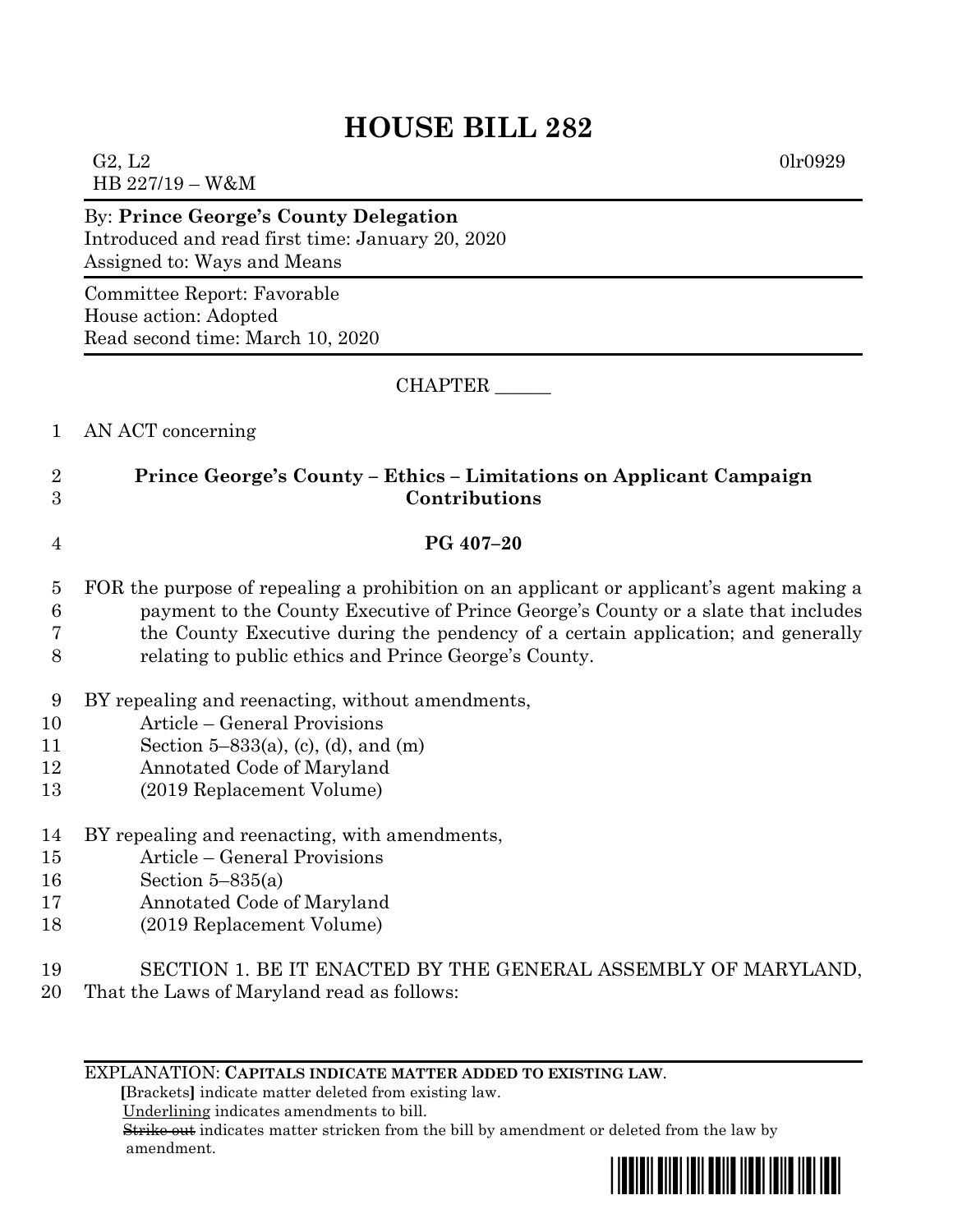# HOUSE BILL 282

G2, L2 0lr0929
HB 227/19 – W&M

By: **Prince George's County Delegation**
Introduced and read first time: January 20, 2020
Assigned to: Ways and Means

Committee Report: Favorable
House action: Adopted
Read second time: March 10, 2020

CHAPTER ______

AN ACT concerning

**Prince George's County – Ethics – Limitations on Applicant Campaign Contributions**

**PG 407–20**

FOR the purpose of repealing a prohibition on an applicant or applicant's agent making a payment to the County Executive of Prince George's County or a slate that includes the County Executive during the pendency of a certain application; and generally relating to public ethics and Prince George's County.

BY repealing and reenacting, without amendments,
Article – General Provisions
Section 5–833(a), (c), (d), and (m)
Annotated Code of Maryland
(2019 Replacement Volume)

BY repealing and reenacting, with amendments,
Article – General Provisions
Section 5–835(a)
Annotated Code of Maryland
(2019 Replacement Volume)

SECTION 1. BE IT ENACTED BY THE GENERAL ASSEMBLY OF MARYLAND, That the Laws of Maryland read as follows:

EXPLANATION: **CAPITALS INDICATE MATTER ADDED TO EXISTING LAW.**
**[**Brackets**]** indicate matter deleted from existing law.
Underlining indicates amendments to bill.
~~Strike out~~ indicates matter stricken from the bill by amendment or deleted from the law by amendment.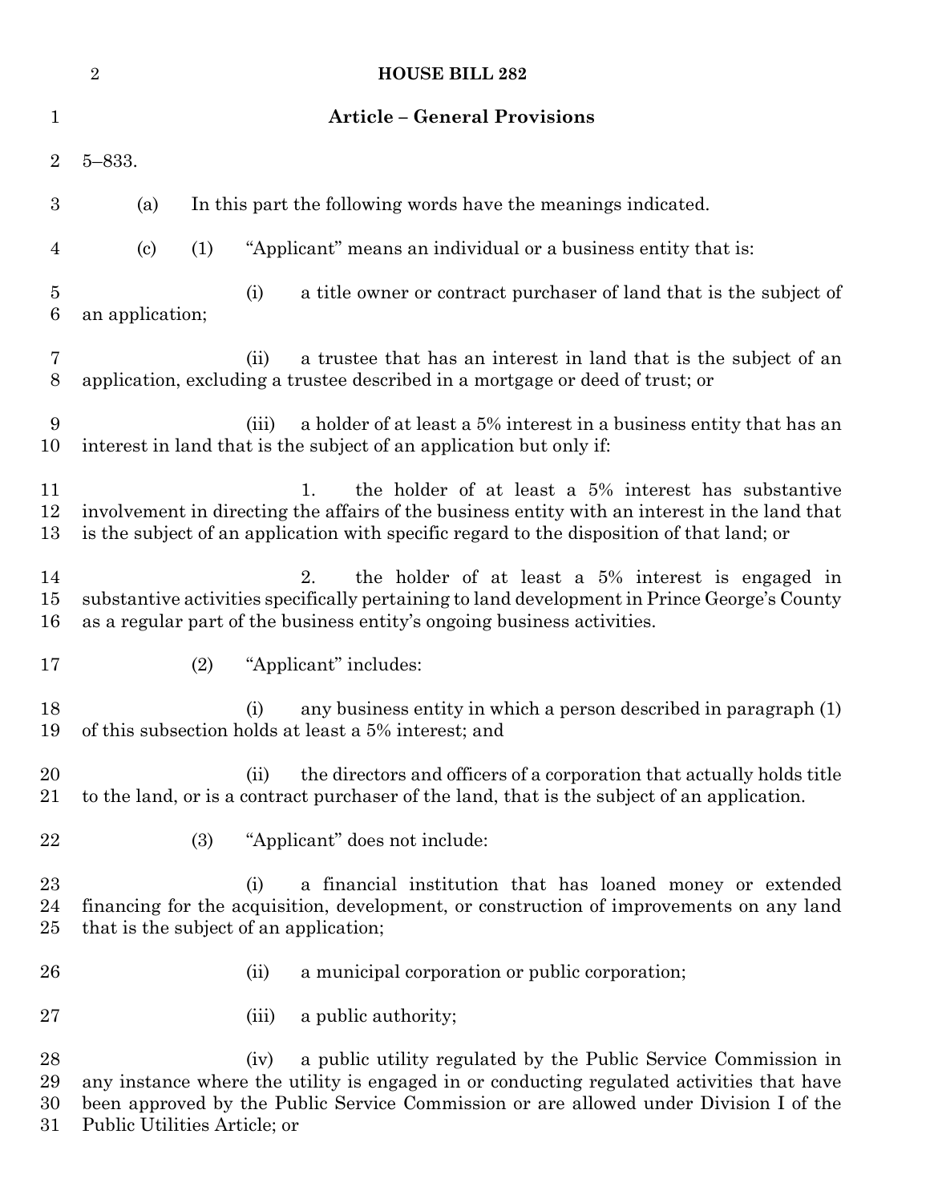## Article – General Provisions

5–833.

(a) In this part the following words have the meanings indicated.

(c) (1) "Applicant" means an individual or a business entity that is:

(i) a title owner or contract purchaser of land that is the subject of an application;

(ii) a trustee that has an interest in land that is the subject of an application, excluding a trustee described in a mortgage or deed of trust; or

(iii) a holder of at least a 5% interest in a business entity that has an interest in land that is the subject of an application but only if:

1. the holder of at least a 5% interest has substantive involvement in directing the affairs of the business entity with an interest in the land that is the subject of an application with specific regard to the disposition of that land; or

2. the holder of at least a 5% interest is engaged in substantive activities specifically pertaining to land development in Prince George's County as a regular part of the business entity's ongoing business activities.

(2) "Applicant" includes:

(i) any business entity in which a person described in paragraph (1) of this subsection holds at least a 5% interest; and

(ii) the directors and officers of a corporation that actually holds title to the land, or is a contract purchaser of the land, that is the subject of an application.

(3) "Applicant" does not include:

(i) a financial institution that has loaned money or extended financing for the acquisition, development, or construction of improvements on any land that is the subject of an application;

(ii) a municipal corporation or public corporation;

(iii) a public authority;

(iv) a public utility regulated by the Public Service Commission in any instance where the utility is engaged in or conducting regulated activities that have been approved by the Public Service Commission or are allowed under Division I of the Public Utilities Article; or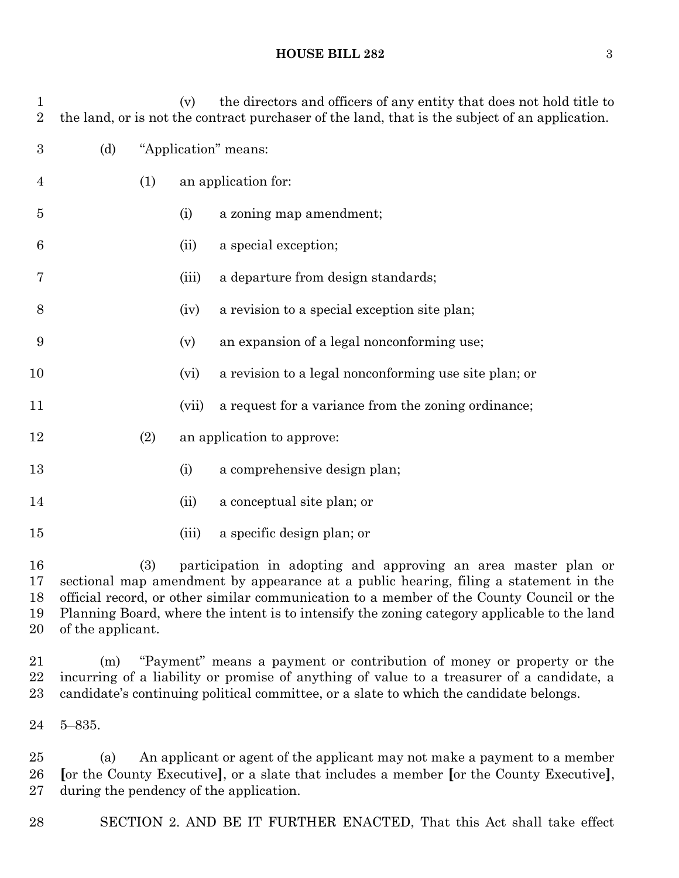(v) the directors and officers of any entity that does not hold title to the land, or is not the contract purchaser of the land, that is the subject of an application.

(d) "Application" means:

(1) an application for:

(i) a zoning map amendment;

(ii) a special exception;

(iii) a departure from design standards;

(iv) a revision to a special exception site plan;

(v) an expansion of a legal nonconforming use;

(vi) a revision to a legal nonconforming use site plan; or

(vii) a request for a variance from the zoning ordinance;

(2) an application to approve:

(i) a comprehensive design plan;

(ii) a conceptual site plan; or

(iii) a specific design plan; or

(3) participation in adopting and approving an area master plan or sectional map amendment by appearance at a public hearing, filing a statement in the official record, or other similar communication to a member of the County Council or the Planning Board, where the intent is to intensify the zoning category applicable to the land of the applicant.

(m) "Payment" means a payment or contribution of money or property or the incurring of a liability or promise of anything of value to a treasurer of a candidate, a candidate's continuing political committee, or a slate to which the candidate belongs.

5–835.

(a) An applicant or agent of the applicant may not make a payment to a member **[**or the County Executive**]**, or a slate that includes a member **[**or the County Executive**]**, during the pendency of the application.

SECTION 2. AND BE IT FURTHER ENACTED, That this Act shall take effect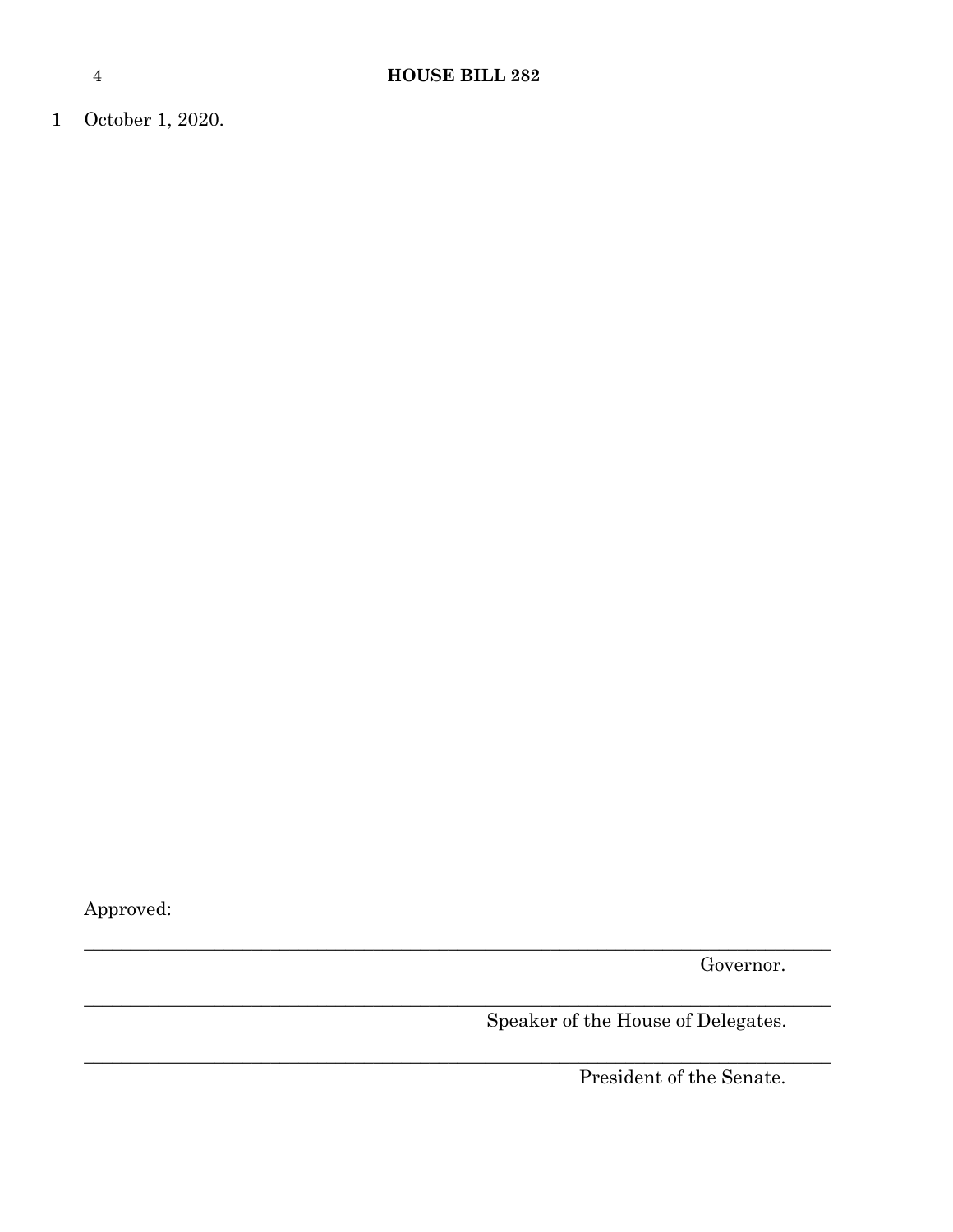October 1, 2020.

Approved:

\_\_\_\_\_\_\_\_\_\_\_\_\_\_\_\_\_\_\_\_\_\_\_\_\_\_\_\_\_\_\_\_\_\_\_\_\_\_\_\_\_\_\_\_\_\_\_\_\_\_\_\_

Governor.

\_\_\_\_\_\_\_\_\_\_\_\_\_\_\_\_\_\_\_\_\_\_\_\_\_\_\_\_\_\_\_\_\_\_\_\_\_\_\_\_\_\_\_\_\_\_\_\_\_\_\_\_

Speaker of the House of Delegates.

\_\_\_\_\_\_\_\_\_\_\_\_\_\_\_\_\_\_\_\_\_\_\_\_\_\_\_\_\_\_\_\_\_\_\_\_\_\_\_\_\_\_\_\_\_\_\_\_\_\_\_\_

President of the Senate.